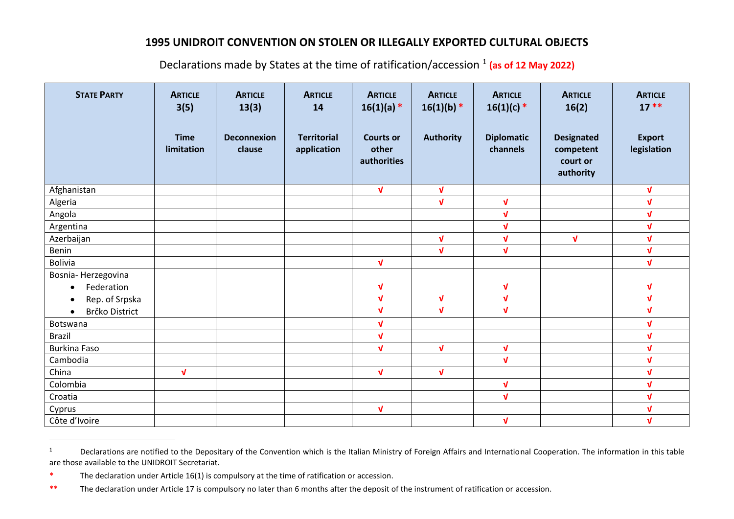# 1995 UNIDROIT CONVENTION ON STOLEN OR ILLEGALLY EXPORTED CULTURAL OBJECTS

Declarations made by States at the time of ratification/accession [1] **(as of 12 May 2022)**

| STATE PARTY | ARTICLE 3(5) Time limitation | ARTICLE 13(3) Deconnexion clause | ARTICLE 14 Territorial application | ARTICLE 16(1)(a) * Courts or other authorities | ARTICLE 16(1)(b) * Authority | ARTICLE 16(1)(c) * Diplomatic channels | ARTICLE 16(2) Designated competent court or authority | ARTICLE 17 ** Export legislation |
|---|---|---|---|---|---|---|---|---|
| Afghanistan | | | | √ | √ | | | √ |
| Algeria | | | | | √ | √ | | √ |
| Angola | | | | | | √ | | √ |
| Argentina | | | | | | √ | | √ |
| Azerbaijan | | | | | √ | √ | √ | √ |
| Benin | | | | | √ | √ | | √ |
| Bolivia | | | | √ | | | | √ |
| Bosnia- Herzegovina | | | | | | | | |
| • Federation | | | | √ | | √ | | √ |
| • Rep. of Srpska | | | | √ | √ | √ | | √ |
| • Brčko District | | | | √ | √ | √ | | √ |
| Botswana | | | | √ | | | | √ |
| Brazil | | | | √ | | | | √ |
| Burkina Faso | | | | √ | √ | √ | | √ |
| Cambodia | | | | | | √ | | √ |
| China | √ | | | √ | √ | | | √ |
| Colombia | | | | | | √ | | √ |
| Croatia | | | | | | √ | | √ |
| Cyprus | | | | √ | | | | √ |
| Côte d'Ivoire | | | | | | √ | | √ |

[1] Declarations are notified to the Depositary of the Convention which is the Italian Ministry of Foreign Affairs and International Cooperation. The information in this table are those available to the UNIDROIT Secretariat.

\* The declaration under Article 16(1) is compulsory at the time of ratification or accession.

\** The declaration under Article 17 is compulsory no later than 6 months after the deposit of the instrument of ratification or accession.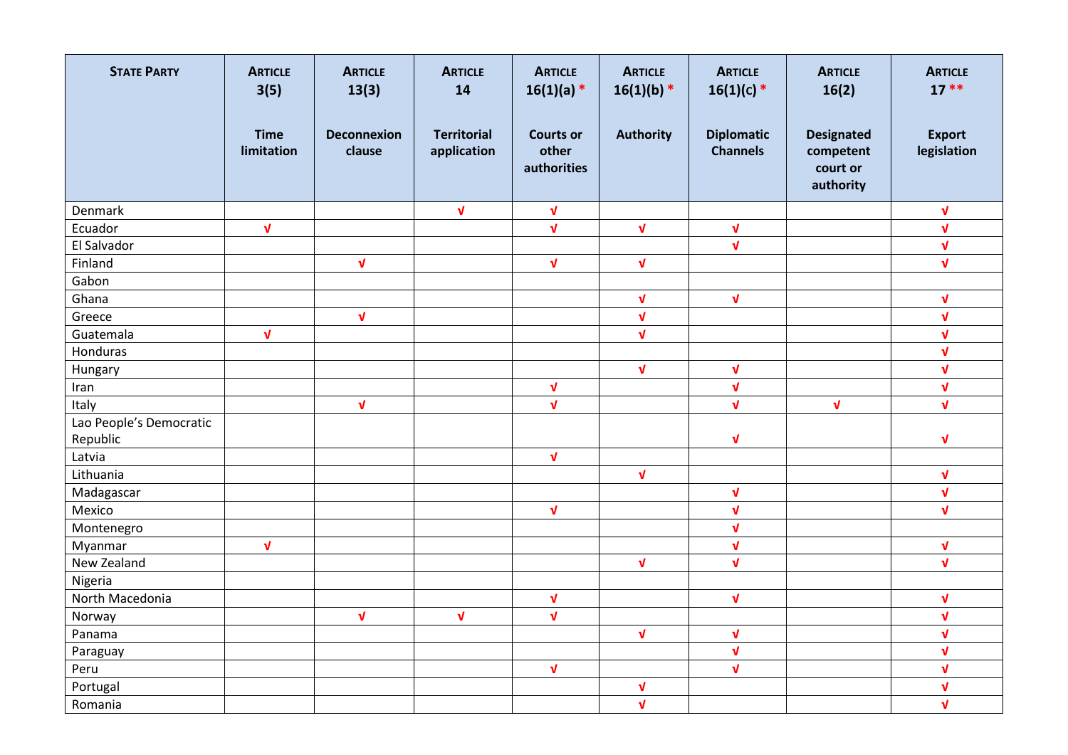| STATE PARTY | ARTICLE 3(5) Time limitation | ARTICLE 13(3) Deconnexion clause | ARTICLE 14 Territorial application | ARTICLE 16(1)(a) * Courts or other authorities | ARTICLE 16(1)(b) * Authority | ARTICLE 16(1)(c) * Diplomatic Channels | ARTICLE 16(2) Designated competent court or authority | ARTICLE 17 ** Export legislation |
|---|---|---|---|---|---|---|---|---|
| Denmark | | | √ | √ | | | | √ |
| Ecuador | √ | | | √ | √ | √ | | √ |
| El Salvador | | | | | | √ | | √ |
| Finland | | √ | | √ | √ | | | √ |
| Gabon | | | | | | | | |
| Ghana | | | | | √ | √ | | √ |
| Greece | | √ | | | √ | | | √ |
| Guatemala | √ | | | | √ | | | √ |
| Honduras | | | | | | | | √ |
| Hungary | | | | | √ | √ | | √ |
| Iran | | | | √ | | √ | | √ |
| Italy | | √ | | √ | | √ | √ | √ |
| Lao People's Democratic Republic | | | | | | √ | | √ |
| Latvia | | | | √ | | | | |
| Lithuania | | | | | √ | | | √ |
| Madagascar | | | | | | √ | | √ |
| Mexico | | | | √ | | √ | | √ |
| Montenegro | | | | | | √ | | |
| Myanmar | √ | | | | | √ | | √ |
| New Zealand | | | | | √ | √ | | √ |
| Nigeria | | | | | | | | |
| North Macedonia | | | | √ | | √ | | √ |
| Norway | | √ | √ | √ | | | | √ |
| Panama | | | | | √ | √ | | √ |
| Paraguay | | | | | | √ | | √ |
| Peru | | | | √ | | √ | | √ |
| Portugal | | | | | √ | | | √ |
| Romania | | | | | √ | | | √ |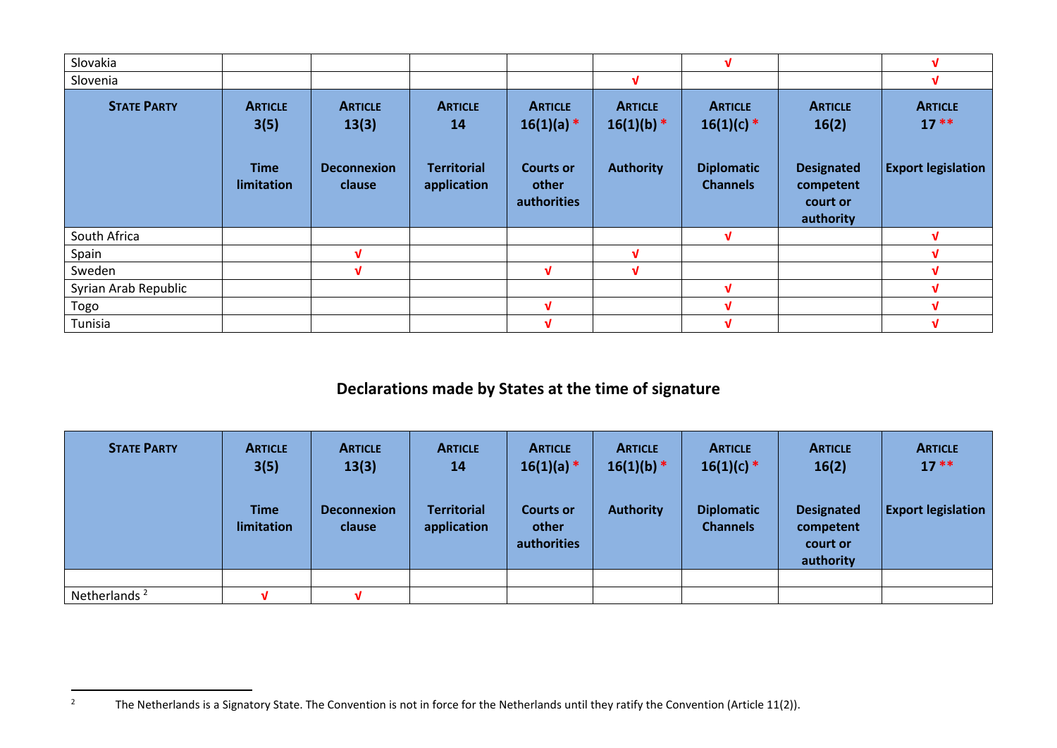| | | | | | | | | |
|---|---|---|---|---|---|---|---|---|
| Slovakia | | | | | | √ | | √ |
| Slovenia | | | | | √ | | | √ |
| **State Party** | **Article 3(5)** **Time limitation** | **Article 13(3)** **Deconnexion clause** | **Article 14** **Territorial application** | **Article 16(1)(a) *** **Courts or other authorities** | **Article 16(1)(b) *** **Authority** | **Article 16(1)(c) *** **Diplomatic Channels** | **Article 16(2)** **Designated competent court or authority** | **Article 17 **** **Export legislation** |
| South Africa | | | | | | √ | | √ |
| Spain | | √ | | | √ | | | √ |
| Sweden | | √ | | √ | √ | | | √ |
| Syrian Arab Republic | | | | | | √ | | √ |
| Togo | | | | √ | | √ | | √ |
| Tunisia | | | | √ | | √ | | √ |

## Declarations made by States at the time of signature

| **State Party** | **Article 3(5)** **Time limitation** | **Article 13(3)** **Deconnexion clause** | **Article 14** **Territorial application** | **Article 16(1)(a) *** **Courts or other authorities** | **Article 16(1)(b) *** **Authority** | **Article 16(1)(c) *** **Diplomatic Channels** | **Article 16(2)** **Designated competent court or authority** | **Article 17 **** **Export legislation** |
|---|---|---|---|---|---|---|---|---|
| | | | | | | | | |
| Netherlands [2] | √ | √ | | | | | | |

[2] The Netherlands is a Signatory State. The Convention is not in force for the Netherlands until they ratify the Convention (Article 11(2)).